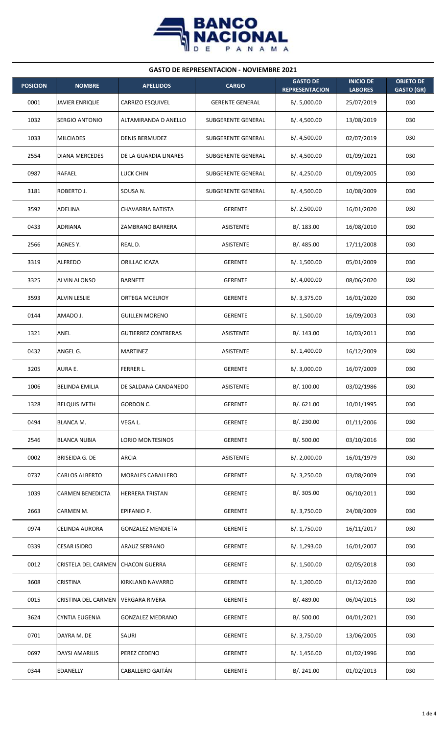**GASTO DE REPRESENTACION - NOVIEMBRE 2021**

| POSICION | NOMBRE | APELLIDOS | CARGO | GASTO DE REPRESENTACION | INICIO DE LABORES | OBJETO DE GASTO (GR) |
|---|---|---|---|---|---|---|
| 0001 | JAVIER ENRIQUE | CARRIZO ESQUIVEL | GERENTE GENERAL | B/. 5,000.00 | 25/07/2019 | 030 |
| 1032 | SERGIO ANTONIO | ALTAMIRANDA D ANELLO | SUBGERENTE GENERAL | B/. 4,500.00 | 13/08/2019 | 030 |
| 1033 | MILCIADES | DENIS BERMUDEZ | SUBGERENTE GENERAL | B/. 4,500.00 | 02/07/2019 | 030 |
| 2554 | DIANA MERCEDES | DE LA GUARDIA LINARES | SUBGERENTE GENERAL | B/. 4,500.00 | 01/09/2021 | 030 |
| 0987 | RAFAEL | LUCK CHIN | SUBGERENTE GENERAL | B/. 4,250.00 | 01/09/2005 | 030 |
| 3181 | ROBERTO J. | SOUSA N. | SUBGERENTE GENERAL | B/. 4,500.00 | 10/08/2009 | 030 |
| 3592 | ADELINA | CHAVARRIA BATISTA | GERENTE | B/. 2,500.00 | 16/01/2020 | 030 |
| 0433 | ADRIANA | ZAMBRANO BARRERA | ASISTENTE | B/. 183.00 | 16/08/2010 | 030 |
| 2566 | AGNES Y. | REAL D. | ASISTENTE | B/. 485.00 | 17/11/2008 | 030 |
| 3319 | ALFREDO | ORILLAC ICAZA | GERENTE | B/. 1,500.00 | 05/01/2009 | 030 |
| 3325 | ALVIN ALONSO | BARNETT | GERENTE | B/. 4,000.00 | 08/06/2020 | 030 |
| 3593 | ALVIN LESLIE | ORTEGA MCELROY | GERENTE | B/. 3,375.00 | 16/01/2020 | 030 |
| 0144 | AMADO J. | GUILLEN MORENO | GERENTE | B/. 1,500.00 | 16/09/2003 | 030 |
| 1321 | ANEL | GUTIERREZ CONTRERAS | ASISTENTE | B/. 143.00 | 16/03/2011 | 030 |
| 0432 | ANGEL G. | MARTINEZ | ASISTENTE | B/. 1,400.00 | 16/12/2009 | 030 |
| 3205 | AURA E. | FERRER L. | GERENTE | B/. 3,000.00 | 16/07/2009 | 030 |
| 1006 | BELINDA EMILIA | DE SALDANA CANDANEDO | ASISTENTE | B/. 100.00 | 03/02/1986 | 030 |
| 1328 | BELQUIS IVETH | GORDON C. | GERENTE | B/. 621.00 | 10/01/1995 | 030 |
| 0494 | BLANCA M. | VEGA L. | GERENTE | B/. 230.00 | 01/11/2006 | 030 |
| 2546 | BLANCA NUBIA | LORIO MONTESINOS | GERENTE | B/. 500.00 | 03/10/2016 | 030 |
| 0002 | BRISEIDA G. DE | ARCIA | ASISTENTE | B/. 2,000.00 | 16/01/1979 | 030 |
| 0737 | CARLOS ALBERTO | MORALES CABALLERO | GERENTE | B/. 3,250.00 | 03/08/2009 | 030 |
| 1039 | CARMEN BENEDICTA | HERRERA TRISTAN | GERENTE | B/. 305.00 | 06/10/2011 | 030 |
| 2663 | CARMEN M. | EPIFANIO P. | GERENTE | B/. 3,750.00 | 24/08/2009 | 030 |
| 0974 | CELINDA AURORA | GONZALEZ MENDIETA | GERENTE | B/. 1,750.00 | 16/11/2017 | 030 |
| 0339 | CESAR ISIDRO | ARAUZ SERRANO | GERENTE | B/. 1,293.00 | 16/01/2007 | 030 |
| 0012 | CRISTELA DEL CARMEN | CHACON GUERRA | GERENTE | B/. 1,500.00 | 02/05/2018 | 030 |
| 3608 | CRISTINA | KIRKLAND NAVARRO | GERENTE | B/. 1,200.00 | 01/12/2020 | 030 |
| 0015 | CRISTINA DEL CARMEN | VERGARA RIVERA | GERENTE | B/. 489.00 | 06/04/2015 | 030 |
| 3624 | CYNTIA EUGENIA | GONZALEZ MEDRANO | GERENTE | B/. 500.00 | 04/01/2021 | 030 |
| 0701 | DAYRA M. DE | SAURI | GERENTE | B/. 3,750.00 | 13/06/2005 | 030 |
| 0697 | DAYSI AMARILIS | PEREZ CEDENO | GERENTE | B/. 1,456.00 | 01/02/1996 | 030 |
| 0344 | EDANELLY | CABALLERO GAITÁN | GERENTE | B/. 241.00 | 01/02/2013 | 030 |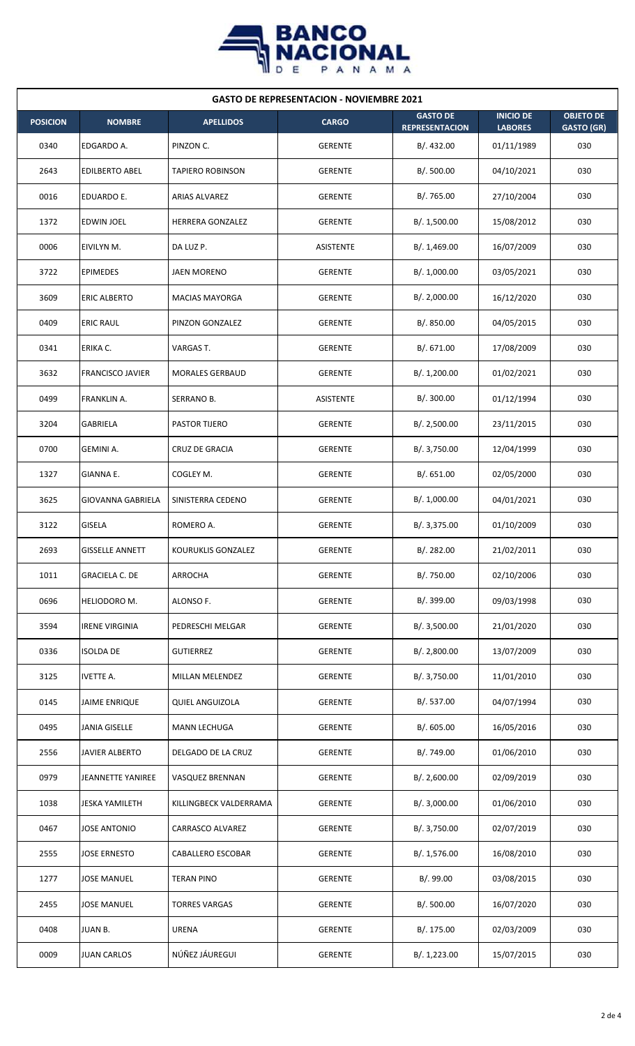## GASTO DE REPRESENTACION - NOVIEMBRE 2021

| POSICION | NOMBRE | APELLIDOS | CARGO | GASTO DE REPRESENTACION | INICIO DE LABORES | OBJETO DE GASTO (GR) |
|---|---|---|---|---|---|---|
| 0340 | EDGARDO A. | PINZON C. | GERENTE | B/. 432.00 | 01/11/1989 | 030 |
| 2643 | EDILBERTO ABEL | TAPIERO ROBINSON | GERENTE | B/. 500.00 | 04/10/2021 | 030 |
| 0016 | EDUARDO E. | ARIAS ALVAREZ | GERENTE | B/. 765.00 | 27/10/2004 | 030 |
| 1372 | EDWIN JOEL | HERRERA GONZALEZ | GERENTE | B/. 1,500.00 | 15/08/2012 | 030 |
| 0006 | EIVILYN M. | DA LUZ P. | ASISTENTE | B/. 1,469.00 | 16/07/2009 | 030 |
| 3722 | EPIMEDES | JAEN MORENO | GERENTE | B/. 1,000.00 | 03/05/2021 | 030 |
| 3609 | ERIC ALBERTO | MACIAS MAYORGA | GERENTE | B/. 2,000.00 | 16/12/2020 | 030 |
| 0409 | ERIC RAUL | PINZON GONZALEZ | GERENTE | B/. 850.00 | 04/05/2015 | 030 |
| 0341 | ERIKA C. | VARGAS T. | GERENTE | B/. 671.00 | 17/08/2009 | 030 |
| 3632 | FRANCISCO JAVIER | MORALES GERBAUD | GERENTE | B/. 1,200.00 | 01/02/2021 | 030 |
| 0499 | FRANKLIN A. | SERRANO B. | ASISTENTE | B/. 300.00 | 01/12/1994 | 030 |
| 3204 | GABRIELA | PASTOR TIJERO | GERENTE | B/. 2,500.00 | 23/11/2015 | 030 |
| 0700 | GEMINI A. | CRUZ DE GRACIA | GERENTE | B/. 3,750.00 | 12/04/1999 | 030 |
| 1327 | GIANNA E. | COGLEY M. | GERENTE | B/. 651.00 | 02/05/2000 | 030 |
| 3625 | GIOVANNA GABRIELA | SINISTERRA CEDENO | GERENTE | B/. 1,000.00 | 04/01/2021 | 030 |
| 3122 | GISELA | ROMERO A. | GERENTE | B/. 3,375.00 | 01/10/2009 | 030 |
| 2693 | GISSELLE ANNETT | KOURUKLIS GONZALEZ | GERENTE | B/. 282.00 | 21/02/2011 | 030 |
| 1011 | GRACIELA C. DE | ARROCHA | GERENTE | B/. 750.00 | 02/10/2006 | 030 |
| 0696 | HELIODORO M. | ALONSO F. | GERENTE | B/. 399.00 | 09/03/1998 | 030 |
| 3594 | IRENE VIRGINIA | PEDRESCHI MELGAR | GERENTE | B/. 3,500.00 | 21/01/2020 | 030 |
| 0336 | ISOLDA DE | GUTIERREZ | GERENTE | B/. 2,800.00 | 13/07/2009 | 030 |
| 3125 | IVETTE A. | MILLAN MELENDEZ | GERENTE | B/. 3,750.00 | 11/01/2010 | 030 |
| 0145 | JAIME ENRIQUE | QUIEL ANGUIZOLA | GERENTE | B/. 537.00 | 04/07/1994 | 030 |
| 0495 | JANIA GISELLE | MANN LECHUGA | GERENTE | B/. 605.00 | 16/05/2016 | 030 |
| 2556 | JAVIER ALBERTO | DELGADO DE LA CRUZ | GERENTE | B/. 749.00 | 01/06/2010 | 030 |
| 0979 | JEANNETTE YANIREE | VASQUEZ BRENNAN | GERENTE | B/. 2,600.00 | 02/09/2019 | 030 |
| 1038 | JESKA YAMILETH | KILLINGBECK VALDERRAMA | GERENTE | B/. 3,000.00 | 01/06/2010 | 030 |
| 0467 | JOSE ANTONIO | CARRASCO ALVAREZ | GERENTE | B/. 3,750.00 | 02/07/2019 | 030 |
| 2555 | JOSE ERNESTO | CABALLERO ESCOBAR | GERENTE | B/. 1,576.00 | 16/08/2010 | 030 |
| 1277 | JOSE MANUEL | TERAN PINO | GERENTE | B/. 99.00 | 03/08/2015 | 030 |
| 2455 | JOSE MANUEL | TORRES VARGAS | GERENTE | B/. 500.00 | 16/07/2020 | 030 |
| 0408 | JUAN B. | URENA | GERENTE | B/. 175.00 | 02/03/2009 | 030 |
| 0009 | JUAN CARLOS | NÚÑEZ JÁUREGUI | GERENTE | B/. 1,223.00 | 15/07/2015 | 030 |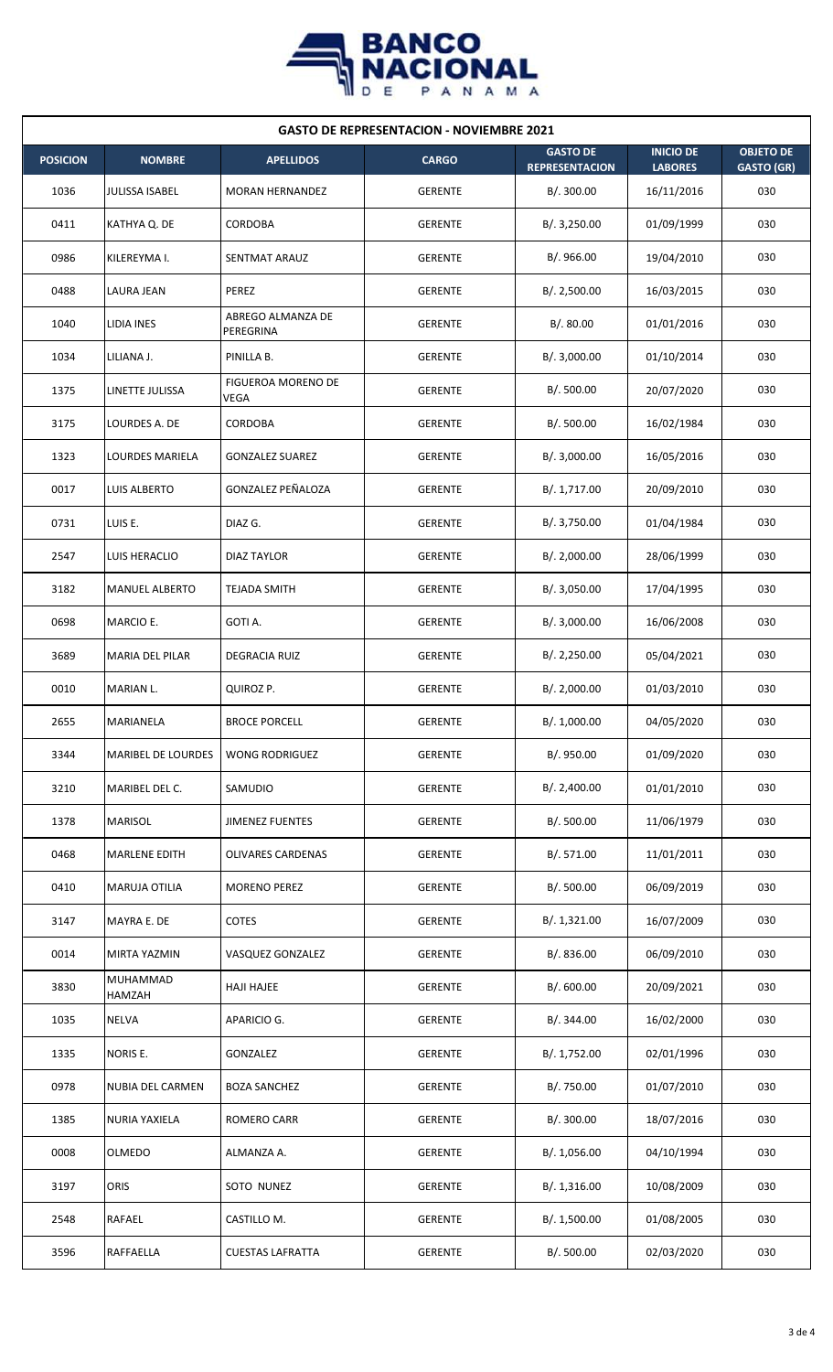## GASTO DE REPRESENTACION - NOVIEMBRE 2021

| POSICION | NOMBRE | APELLIDOS | CARGO | GASTO DE REPRESENTACION | INICIO DE LABORES | OBJETO DE GASTO (GR) |
|---|---|---|---|---|---|---|
| 1036 | JULISSA ISABEL | MORAN HERNANDEZ | GERENTE | B/. 300.00 | 16/11/2016 | 030 |
| 0411 | KATHYA Q. DE | CORDOBA | GERENTE | B/. 3,250.00 | 01/09/1999 | 030 |
| 0986 | KILEREYMA I. | SENTMAT ARAUZ | GERENTE | B/. 966.00 | 19/04/2010 | 030 |
| 0488 | LAURA JEAN | PEREZ | GERENTE | B/. 2,500.00 | 16/03/2015 | 030 |
| 1040 | LIDIA INES | ABREGO ALMANZA DE PEREGRINA | GERENTE | B/. 80.00 | 01/01/2016 | 030 |
| 1034 | LILIANA J. | PINILLA B. | GERENTE | B/. 3,000.00 | 01/10/2014 | 030 |
| 1375 | LINETTE JULISSA | FIGUEROA MORENO DE VEGA | GERENTE | B/. 500.00 | 20/07/2020 | 030 |
| 3175 | LOURDES A. DE | CORDOBA | GERENTE | B/. 500.00 | 16/02/1984 | 030 |
| 1323 | LOURDES MARIELA | GONZALEZ SUAREZ | GERENTE | B/. 3,000.00 | 16/05/2016 | 030 |
| 0017 | LUIS ALBERTO | GONZALEZ PEÑALOZA | GERENTE | B/. 1,717.00 | 20/09/2010 | 030 |
| 0731 | LUIS E. | DIAZ G. | GERENTE | B/. 3,750.00 | 01/04/1984 | 030 |
| 2547 | LUIS HERACLIO | DIAZ TAYLOR | GERENTE | B/. 2,000.00 | 28/06/1999 | 030 |
| 3182 | MANUEL ALBERTO | TEJADA SMITH | GERENTE | B/. 3,050.00 | 17/04/1995 | 030 |
| 0698 | MARCIO E. | GOTI A. | GERENTE | B/. 3,000.00 | 16/06/2008 | 030 |
| 3689 | MARIA DEL PILAR | DEGRACIA RUIZ | GERENTE | B/. 2,250.00 | 05/04/2021 | 030 |
| 0010 | MARIAN L. | QUIROZ P. | GERENTE | B/. 2,000.00 | 01/03/2010 | 030 |
| 2655 | MARIANELA | BROCE PORCELL | GERENTE | B/. 1,000.00 | 04/05/2020 | 030 |
| 3344 | MARIBEL DE LOURDES | WONG RODRIGUEZ | GERENTE | B/. 950.00 | 01/09/2020 | 030 |
| 3210 | MARIBEL DEL C. | SAMUDIO | GERENTE | B/. 2,400.00 | 01/01/2010 | 030 |
| 1378 | MARISOL | JIMENEZ FUENTES | GERENTE | B/. 500.00 | 11/06/1979 | 030 |
| 0468 | MARLENE EDITH | OLIVARES CARDENAS | GERENTE | B/. 571.00 | 11/01/2011 | 030 |
| 0410 | MARUJA OTILIA | MORENO PEREZ | GERENTE | B/. 500.00 | 06/09/2019 | 030 |
| 3147 | MAYRA E. DE | COTES | GERENTE | B/. 1,321.00 | 16/07/2009 | 030 |
| 0014 | MIRTA YAZMIN | VASQUEZ GONZALEZ | GERENTE | B/. 836.00 | 06/09/2010 | 030 |
| 3830 | MUHAMMAD HAMZAH | HAJI HAJEE | GERENTE | B/. 600.00 | 20/09/2021 | 030 |
| 1035 | NELVA | APARICIO G. | GERENTE | B/. 344.00 | 16/02/2000 | 030 |
| 1335 | NORIS E. | GONZALEZ | GERENTE | B/. 1,752.00 | 02/01/1996 | 030 |
| 0978 | NUBIA DEL CARMEN | BOZA SANCHEZ | GERENTE | B/. 750.00 | 01/07/2010 | 030 |
| 1385 | NURIA YAXIELA | ROMERO CARR | GERENTE | B/. 300.00 | 18/07/2016 | 030 |
| 0008 | OLMEDO | ALMANZA A. | GERENTE | B/. 1,056.00 | 04/10/1994 | 030 |
| 3197 | ORIS | SOTO NUNEZ | GERENTE | B/. 1,316.00 | 10/08/2009 | 030 |
| 2548 | RAFAEL | CASTILLO M. | GERENTE | B/. 1,500.00 | 01/08/2005 | 030 |
| 3596 | RAFFAELLA | CUESTAS LAFRATTA | GERENTE | B/. 500.00 | 02/03/2020 | 030 |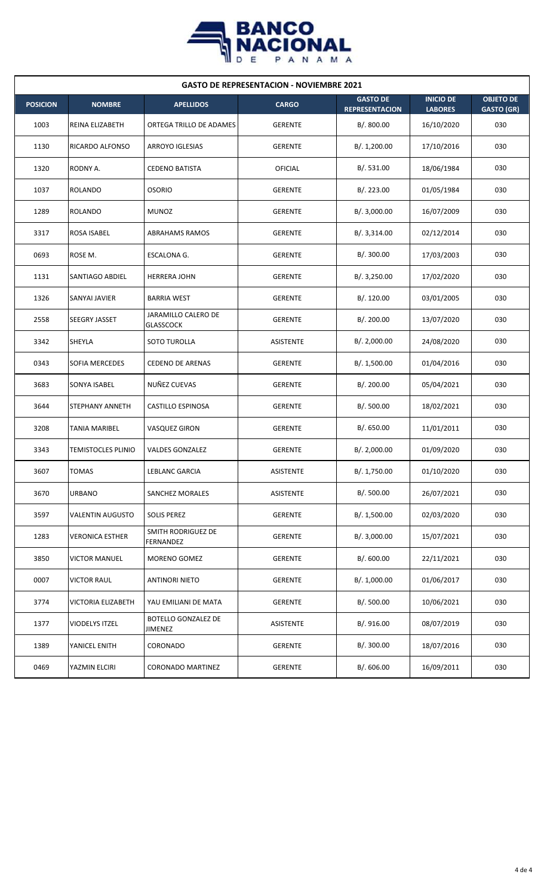**GASTO DE REPRESENTACION - NOVIEMBRE 2021**

| POSICION | NOMBRE | APELLIDOS | CARGO | GASTO DE REPRESENTACION | INICIO DE LABORES | OBJETO DE GASTO (GR) |
|---|---|---|---|---|---|---|
| 1003 | REINA ELIZABETH | ORTEGA TRILLO DE ADAMES | GERENTE | B/. 800.00 | 16/10/2020 | 030 |
| 1130 | RICARDO ALFONSO | ARROYO IGLESIAS | GERENTE | B/. 1,200.00 | 17/10/2016 | 030 |
| 1320 | RODNY A. | CEDENO BATISTA | OFICIAL | B/. 531.00 | 18/06/1984 | 030 |
| 1037 | ROLANDO | OSORIO | GERENTE | B/. 223.00 | 01/05/1984 | 030 |
| 1289 | ROLANDO | MUNOZ | GERENTE | B/. 3,000.00 | 16/07/2009 | 030 |
| 3317 | ROSA ISABEL | ABRAHAMS RAMOS | GERENTE | B/. 3,314.00 | 02/12/2014 | 030 |
| 0693 | ROSE M. | ESCALONA G. | GERENTE | B/. 300.00 | 17/03/2003 | 030 |
| 1131 | SANTIAGO ABDIEL | HERRERA JOHN | GERENTE | B/. 3,250.00 | 17/02/2020 | 030 |
| 1326 | SANYAI JAVIER | BARRIA WEST | GERENTE | B/. 120.00 | 03/01/2005 | 030 |
| 2558 | SEEGRY JASSET | JARAMILLO CALERO DE GLASSCOCK | GERENTE | B/. 200.00 | 13/07/2020 | 030 |
| 3342 | SHEYLA | SOTO TUROLLA | ASISTENTE | B/. 2,000.00 | 24/08/2020 | 030 |
| 0343 | SOFIA MERCEDES | CEDENO DE ARENAS | GERENTE | B/. 1,500.00 | 01/04/2016 | 030 |
| 3683 | SONYA ISABEL | NUÑEZ CUEVAS | GERENTE | B/. 200.00 | 05/04/2021 | 030 |
| 3644 | STEPHANY ANNETH | CASTILLO ESPINOSA | GERENTE | B/. 500.00 | 18/02/2021 | 030 |
| 3208 | TANIA MARIBEL | VASQUEZ GIRON | GERENTE | B/. 650.00 | 11/01/2011 | 030 |
| 3343 | TEMISTOCLES PLINIO | VALDES GONZALEZ | GERENTE | B/. 2,000.00 | 01/09/2020 | 030 |
| 3607 | TOMAS | LEBLANC GARCIA | ASISTENTE | B/. 1,750.00 | 01/10/2020 | 030 |
| 3670 | URBANO | SANCHEZ MORALES | ASISTENTE | B/. 500.00 | 26/07/2021 | 030 |
| 3597 | VALENTIN AUGUSTO | SOLIS PEREZ | GERENTE | B/. 1,500.00 | 02/03/2020 | 030 |
| 1283 | VERONICA ESTHER | SMITH RODRIGUEZ DE FERNANDEZ | GERENTE | B/. 3,000.00 | 15/07/2021 | 030 |
| 3850 | VICTOR MANUEL | MORENO GOMEZ | GERENTE | B/. 600.00 | 22/11/2021 | 030 |
| 0007 | VICTOR RAUL | ANTINORI NIETO | GERENTE | B/. 1,000.00 | 01/06/2017 | 030 |
| 3774 | VICTORIA ELIZABETH | YAU EMILIANI DE MATA | GERENTE | B/. 500.00 | 10/06/2021 | 030 |
| 1377 | VIODELYS ITZEL | BOTELLO GONZALEZ DE JIMENEZ | ASISTENTE | B/. 916.00 | 08/07/2019 | 030 |
| 1389 | YANICEL ENITH | CORONADO | GERENTE | B/. 300.00 | 18/07/2016 | 030 |
| 0469 | YAZMIN ELCIRI | CORONADO MARTINEZ | GERENTE | B/. 606.00 | 16/09/2011 | 030 |